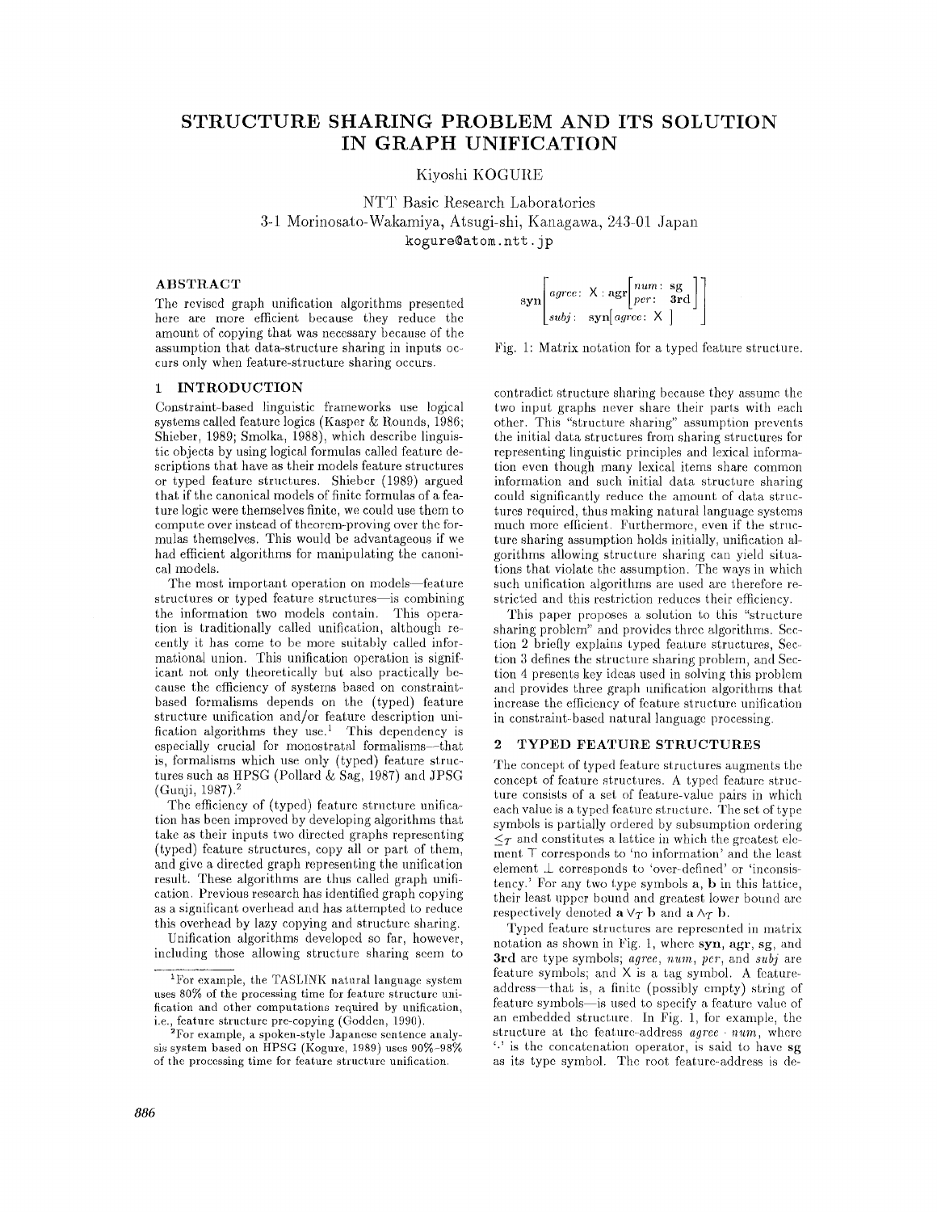# STRUCTURE SHARING PROBLEM AND ITS SOLUTION IN GRAPH UNIFICATION

Kiyoshi KOGURE

NTT Basic Research Laboratories
3-1 Morinosato-Wakamiya, Atsugi-shi, Kanagawa, 243-01 Japan
kogure@atom.ntt.jp

## ABSTRACT

The revised graph unification algorithms presented here are more efficient because they reduce the amount of copying that was necessary because of the assumption that data-structure sharing in inputs occurs only when feature-structure sharing occurs.

## 1 INTRODUCTION

Constraint-based linguistic frameworks use logical systems called feature logics (Kasper & Rounds, 1986; Shieber, 1989; Smolka, 1988), which describe linguistic objects by using logical formulas called feature descriptions that have as their models feature structures or typed feature structures. Shieber (1989) argued that if the canonical models of finite formulas of a feature logic were themselves finite, we could use them to compute over instead of theorem-proving over the formulas themselves. This would be advantageous if we had efficient algorithms for manipulating the canonical models.

The most important operation on models—feature structures or typed feature structures—is combining the information two models contain. This operation is traditionally called unification, although recently it has come to be more suitably called informational union. This unification operation is significant not only theoretically but also practically because the efficiency of systems based on constraint-based formalisms depends on the (typed) feature structure unification and/or feature description unification algorithms they use.[1] This dependency is especially crucial for monostratal formalisms—that is, formalisms which use only (typed) feature structures such as HPSG (Pollard & Sag, 1987) and JPSG (Gunji, 1987).[2]

The efficiency of (typed) feature structure unification has been improved by developing algorithms that take as their inputs two directed graphs representing (typed) feature structures, copy all or part of them, and give a directed graph representing the unification result. These algorithms are thus called graph unification. Previous research has identified graph copying as a significant overhead and has attempted to reduce this overhead by lazy copying and structure sharing.

Unification algorithms developed so far, however, including those allowing structure sharing seem to contradict structure sharing because they assume the two input graphs never share their parts with each other. This "structure sharing" assumption prevents the initial data structures from sharing structures for representing linguistic principles and lexical information even though many lexical items share common information and such initial data structure sharing could significantly reduce the amount of data structures required, thus making natural language systems much more efficient. Furthermore, even if the structure sharing assumption holds initially, unification algorithms allowing structure sharing can yield situations that violate the assumption. The ways in which such unification algorithms are used are therefore restricted and this restriction reduces their efficiency.

This paper proposes a solution to this "structure sharing problem" and provides three algorithms. Section 2 briefly explains typed feature structures, Section 3 defines the structure sharing problem, and Section 4 presents key ideas used in solving this problem and provides three graph unification algorithms that increase the efficiency of feature structure unification in constraint-based natural language processing.

$$\mathbf{syn}\begin{bmatrix} \textit{agree}: & \mathsf{X}: \mathbf{agr}\begin{bmatrix} \textit{num}: & \mathbf{sg} \\ \textit{per}: & \mathbf{3rd} \end{bmatrix} \\ \textit{subj}: & \mathbf{syn}\begin{bmatrix} \textit{agree}: & \mathsf{X} \end{bmatrix} \end{bmatrix}$$

Fig. 1: Matrix notation for a typed feature structure.

## 2 TYPED FEATURE STRUCTURES

The concept of typed feature structures augments the concept of feature structures. A typed feature structure consists of a set of feature-value pairs in which each value is a typed feature structure. The set of type symbols is partially ordered by subsumption ordering $\leq_{\mathcal{T}}$ and constitutes a lattice in which the greatest element $\top$ corresponds to 'no information' and the least element $\bot$ corresponds to 'over-defined' or 'inconsistency.' For any two type symbols **a**, **b** in this lattice, their least upper bound and greatest lower bound are respectively denoted $\mathbf{a} \vee_{\mathcal{T}} \mathbf{b}$ and $\mathbf{a} \wedge_{\mathcal{T}} \mathbf{b}$.

Typed feature structures are represented in matrix notation as shown in Fig. 1, where **syn**, **agr**, **sg**, and **3rd** are type symbols; *agree*, *num*, *per*, and *subj* are feature symbols; and X is a tag symbol. A feature-address—that is, a finite (possibly empty) string of feature symbols—is used to specify a feature value of an embedded structure. In Fig. 1, for example, the structure at the feature-address *agree* · *num*, where '·' is the concatenation operator, is said to have **sg** as its type symbol. The root feature-address is de-

---

[1] For example, the TASLINK natural language system uses 80% of the processing time for feature structure unification and other computations required by unification, i.e., feature structure pre-copying (Godden, 1990).

[2] For example, a spoken-style Japanese sentence analysis system based on HPSG (Kogure, 1989) uses 90%–98% of the processing time for feature structure unification.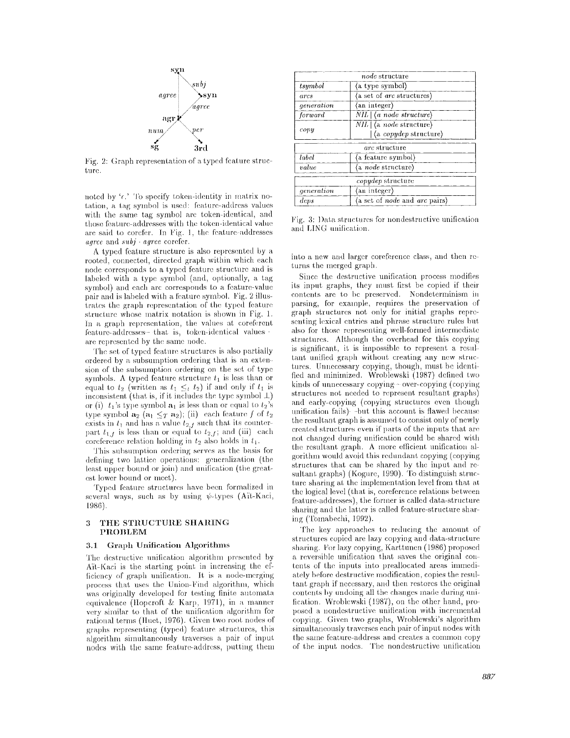Fig. 2: Graph representation of a typed feature structure.

noted by '$\epsilon$.' To specify token-identity in matrix notation, a tag symbol is used: feature-address values with the same tag symbol are token-identical, and those feature-addresses with the token-identical value are said to corefer. In Fig. 1, the feature-addresses *agree* and *subj* · *agree* corefer.

A typed feature structure is also represented by a rooted, connected, directed graph within which each node corresponds to a typed feature structure and is labeled with a type symbol (and, optionally, a tag symbol) and each arc corresponds to a feature-value pair and is labeled with a feature symbol. Fig. 2 illustrates the graph representation of the typed feature structure whose matrix notation is shown in Fig. 1. In a graph representation, the values at coreferent feature-addresses – that is, token-identical values – are represented by the same node.

The set of typed feature structures is also partially ordered by a subsumption ordering that is an extension of the subsumption ordering on the set of type symbols. A typed feature structure $t_1$ is less than or equal to $t_2$ (written as $t_1 \leq_t t_2$) if and only if $t_1$ is inconsistent (that is, if it includes the type symbol $\perp$) or (i) $t_1$'s type symbol $\mathbf{a}_1$ is less than or equal to $t_2$'s type symbol $\mathbf{a}_2$ ($\mathbf{a}_1 \leq_T \mathbf{a}_2$); (ii) each feature $f$ of $t_2$ exists in $t_1$ and has a value $t_{2,f}$ such that its counterpart $t_{1,f}$ is less than or equal to $t_{2,f}$; and (iii) each coreference relation holding in $t_2$ also holds in $t_1$.

This subsumption ordering serves as the basis for defining two lattice operations: generalization (the least upper bound or join) and unification (the greatest lower bound or meet).

Typed feature structures have been formalized in several ways, such as by using $\psi$-types (Aït-Kaci, 1986).

## 3 THE STRUCTURE SHARING PROBLEM

### 3.1 Graph Unification Algorithms

The destructive unification algorithm presented by Aït-Kaci is the starting point in increasing the efficiency of graph unification. It is a node-merging process that uses the Union-Find algorithm, which was originally developed for testing finite automata equivalence (Hopcroft & Karp, 1971), in a manner very similar to that of the unification algorithm for rational terms (Huet, 1976). Given two root nodes of graphs representing (typed) feature structures, this algorithm simultaneously traverses a pair of input nodes with the same feature-address, putting them into a new and larger coreference class, and then returns the merged graph.

Since the destructive unification process modifies its input graphs, they must first be copied if their contents are to be preserved. Nondeterminism in parsing, for example, requires the preservation of graph structures not only for initial graphs representing lexical entries and phrase structure rules but also for those representing well-formed intermediate structures. Although the overhead for this copying is significant, it is impossible to represent a resultant unified graph without creating any new structures. Unnecessary copying, though, must be identified and minimized. Wroblewski (1987) defined two kinds of unnecessary copying – over-copying (copying structures not needed to represent resultant graphs) and early-copying (copying structures even though unification fails) – but this account is flawed because the resultant graph is assumed to consist only of newly created structures even if parts of the inputs that are not changed during unification could be shared with the resultant graph. A more efficient unification algorithm would avoid this redundant copying (copying structures that can be shared by the input and resultant graphs) (Kogure, 1990). To distinguish structure sharing at the implementation level from that at the logical level (that is, coreference relations between feature-addresses), the former is called data-structure sharing and the latter is called feature-structure sharing (Tomabechi, 1992).

The key approaches to reducing the amount of structures copied are lazy copying and data-structure sharing. For lazy copying, Karttunen (1986) proposed a reversible unification that saves the original contents of the inputs into preallocated areas immediately before destructive modification, copies the resultant graph if necessary, and then restores the original contents by undoing all the changes made during unification. Wroblewski (1987), on the other hand, proposed a nondestructive unification with incremental copying. Given two graphs, Wroblewski's algorithm simultaneously traverses each pair of input nodes with the same feature-address and creates a common copy of the input nodes. The nondestructive unification

| *node* structure | |
|---|---|
| *tsymbol* | ⟨a type symbol⟩ |
| *arcs* | ⟨a set of *arc* structures⟩ |
| *generation* | ⟨an integer⟩ |
| *forward* | *NIL* \| ⟨a *node structure*⟩ |
| *copy* | *NIL* \| ⟨a *node* structure⟩ \| ⟨a *copydep* structure⟩ |

| *arc* structure | |
|---|---|
| *label* | ⟨a feature symbol⟩ |
| *value* | ⟨a *node* structure⟩ |

| *copydep* structure | |
|---|---|
| *generation* | ⟨an integer⟩ |
| *deps* | ⟨a set of *node* and *arc* pairs⟩ |

Fig. 3: Data structures for nondestructive unification and LING unification.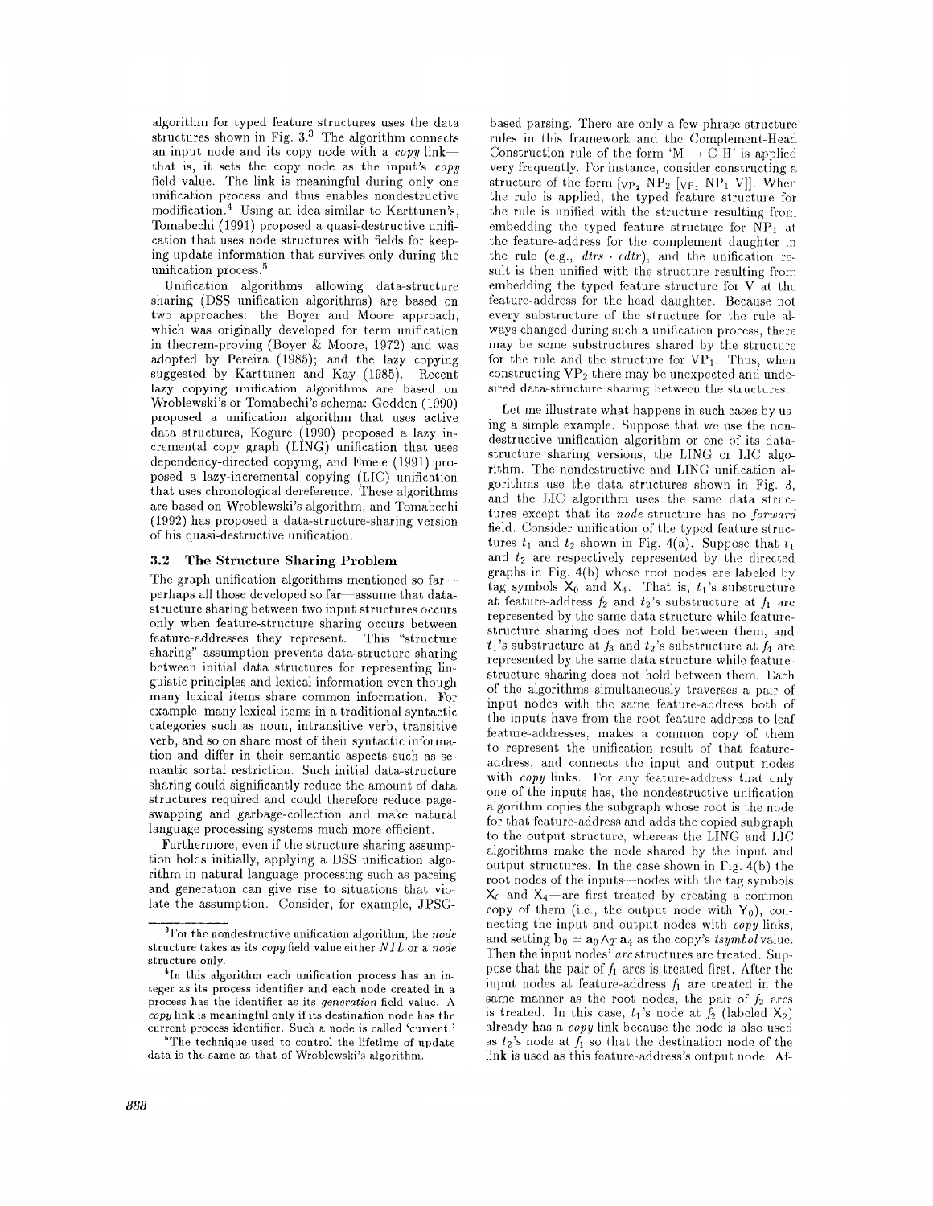algorithm for typed feature structures uses the data structures shown in Fig. 3.[3] The algorithm connects an input node and its copy node with a *copy* link—that is, it sets the copy node as the input's *copy* field value. The link is meaningful during only one unification process and thus enables nondestructive modification.[4] Using an idea similar to Karttunen's, Tomabechi (1991) proposed a quasi-destructive unification that uses node structures with fields for keeping update information that survives only during the unification process.[5]

Unification algorithms allowing data-structure sharing (DSS unification algorithms) are based on two approaches: the Boyer and Moore approach, which was originally developed for term unification in theorem-proving (Boyer & Moore, 1972) and was adopted by Pereira (1985); and the lazy copying suggested by Karttunen and Kay (1985). Recent lazy copying unification algorithms are based on Wroblewski's or Tomabechi's schema: Godden (1990) proposed a unification algorithm that uses active data structures, Kogure (1990) proposed a lazy incremental copy graph (LING) unification that uses dependency-directed copying, and Emele (1991) proposed a lazy-incremental copying (LIC) unification that uses chronological dereference. These algorithms are based on Wroblewski's algorithm, and Tomabechi (1992) has proposed a data-structure-sharing version of his quasi-destructive unification.

### 3.2 The Structure Sharing Problem

The graph unification algorithms mentioned so far—perhaps all those developed so far—assume that data-structure sharing between two input structures occurs only when feature-structure sharing occurs between feature-addresses they represent. This "structure sharing" assumption prevents data-structure sharing between initial data structures for representing linguistic principles and lexical information even though many lexical items share common information. For example, many lexical items in a traditional syntactic categories such as noun, intransitive verb, transitive verb, and so on share most of their syntactic information and differ in their semantic aspects such as semantic sortal restriction. Such initial data-structure sharing could significantly reduce the amount of data structures required and could therefore reduce page-swapping and garbage-collection and make natural language processing systems much more efficient.

Furthermore, even if the structure sharing assumption holds initially, applying a DSS unification algorithm in natural language processing such as parsing and generation can give rise to situations that violate the assumption. Consider, for example, JPSG-based parsing. There are only a few phrase structure rules in this framework and the Complement-Head Construction rule of the form 'M → C H' is applied very frequently. For instance, consider constructing a structure of the form $[_{\text{VP}_2}\ \text{NP}_2\ [_{\text{VP}_1}\ \text{NP}_1\ \text{V}]]$. When the rule is applied, the typed feature structure for the rule is unified with the structure resulting from embedding the typed feature structure for $\text{NP}_1$ at the feature-address for the complement daughter in the rule (e.g., *dtrs* · *cdtr*), and the unification result is then unified with the structure resulting from embedding the typed feature structure for V at the feature-address for the head daughter. Because not every substructure of the structure for the rule always changed during such a unification process, there may be some substructures shared by the structure for the rule and the structure for $\text{VP}_1$. Thus, when constructing $\text{VP}_2$ there may be unexpected and undesired data-structure sharing between the structures.

Let me illustrate what happens in such cases by using a simple example. Suppose that we use the nondestructive unification algorithm or one of its data-structure sharing versions, the LING or LIC algorithm. The nondestructive and LING unification algorithms use the data structures shown in Fig. 3, and the LIC algorithm uses the same data structures except that its *node* structure has no *forward* field. Consider unification of the typed feature structures $t_1$ and $t_2$ shown in Fig. 4(a). Suppose that $t_1$ and $t_2$ are respectively represented by the directed graphs in Fig. 4(b) whose root nodes are labeled by tag symbols $\text{X}_0$ and $\text{X}_4$. That is, $t_1$'s substructure at feature-address $f_2$ and $t_2$'s substructure at $f_1$ are represented by the same data structure while feature-structure sharing does not hold between them, and $t_1$'s substructure at $f_3$ and $t_2$'s substructure at $f_4$ are represented by the same data structure while feature-structure sharing does not hold between them. Each of the algorithms simultaneously traverses a pair of input nodes with the same feature-address both of the inputs have from the root feature-address to leaf feature-addresses, makes a common copy of them to represent the unification result of that feature-address, and connects the input and output nodes with *copy* links. For any feature-address that only one of the inputs has, the nondestructive unification algorithm copies the subgraph whose root is the node for that feature-address and adds the copied subgraph to the output structure, whereas the LING and LIC algorithms make the node shared by the input and output structures. In the case shown in Fig. 4(b) the root nodes of the inputs—nodes with the tag symbols $\text{X}_0$ and $\text{X}_4$—are first treated by creating a common copy of them (i.e., the output node with $\text{Y}_0$), connecting the input and output nodes with *copy* links, and setting $\text{b}_0 = \text{a}_0 \wedge_{\mathcal{T}} \text{a}_4$ as the copy's *tsymbol* value. Then the input nodes' *arc* structures are treated. Suppose that the pair of $f_1$ arcs is treated first. After the input nodes at feature-address $f_1$ are treated in the same manner as the root nodes, the pair of $f_2$ arcs is treated. In this case, $t_1$'s node at $f_2$ (labeled $\text{X}_2$) already has a *copy* link because the node is also used as $t_2$'s node at $f_1$ so that the destination node of the link is used as this feature-address's output node. Af-

---

[3] For the nondestructive unification algorithm, the *node* structure takes as its *copy* field value either *NIL* or a *node* structure only.

[4] In this algorithm each unification process has an integer as its process identifier and each node created in a process has the identifier as its *generation* field value. A *copy* link is meaningful only if its destination node has the current process identifier. Such a node is called 'current.'

[5] The technique used to control the lifetime of update data is the same as that of Wroblewski's algorithm.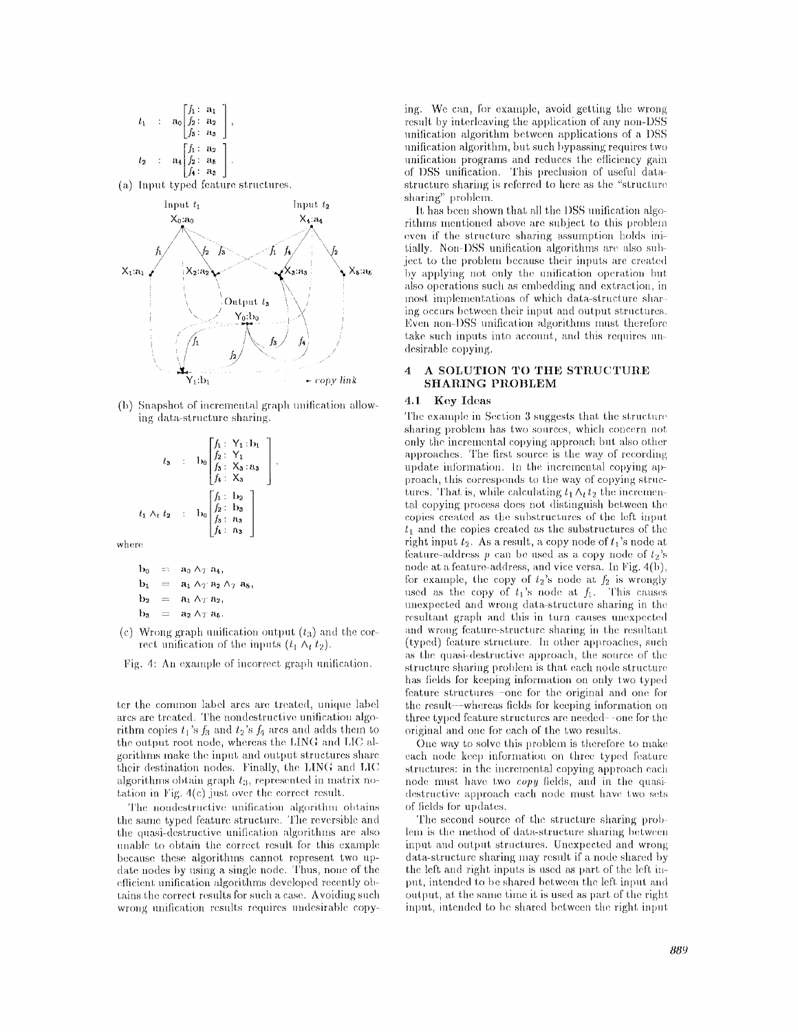$$t_1 \ : \ \mathrm{a}_0 \begin{bmatrix} f_1 : \mathrm{a}_1 \\ f_2 : \mathrm{a}_2 \\ f_3 : \mathrm{a}_3 \end{bmatrix},$$

$$t_2 \ : \ \mathrm{a}_4 \begin{bmatrix} f_1 : \mathrm{a}_2 \\ f_2 : \mathrm{a}_5 \\ f_4 : \mathrm{a}_3 \end{bmatrix}.$$

(a) Input typed feature structures.

(b) Snapshot of incremental graph unification allowing data-structure sharing.

$$t_3 \ : \ \mathrm{b}_0 \begin{bmatrix} f_1 : \mathrm{Y}_1 : \mathrm{b}_1 \\ f_2 : \mathrm{Y}_1 \\ f_3 : \mathrm{X}_3 : \mathrm{a}_3 \\ f_4 : \mathrm{X}_3 \end{bmatrix},$$

$$t_1 \wedge_t t_2 \ : \ \mathrm{b}_0 \begin{bmatrix} f_1 : \mathrm{b}_2 \\ f_2 : \mathrm{b}_3 \\ f_3 : \mathrm{a}_3 \\ f_4 : \mathrm{a}_3 \end{bmatrix}$$

where

$$\mathrm{b}_0 = \mathrm{a}_0 \wedge_T \mathrm{a}_4,$$
$$\mathrm{b}_1 = \mathrm{a}_1 \wedge_T \mathrm{a}_2 \wedge_T \mathrm{a}_5,$$
$$\mathrm{b}_2 = \mathrm{a}_1 \wedge_T \mathrm{a}_2,$$
$$\mathrm{b}_3 = \mathrm{a}_2 \wedge_T \mathrm{a}_5.$$

(c) Wrong graph unification output ($t_3$) and the correct unification of the inputs ($t_1 \wedge_t t_2$).

Fig. 4: An example of incorrect graph unification.

ter the common label arcs are treated, unique label arcs are treated. The nondestructive unification algorithm copies $t_1$'s $f_3$ and $t_2$'s $f_4$ arcs and adds them to the output root node, whereas the LING and LIC algorithms make the input and output structures share their destination nodes. Finally, the LING and LIC algorithms obtain graph $t_3$, represented in matrix notation in Fig. 4(c) just over the correct result.

The nondestructive unification algorithm obtains the same typed feature structure. The reversible and the quasi-destructive unification algorithms are also unable to obtain the correct result for this example because these algorithms cannot represent two update nodes by using a single node. Thus, none of the efficient unification algorithms developed recently obtains the correct results for such a case. Avoiding such wrong unification results requires undesirable copying. We can, for example, avoid getting the wrong result by interleaving the application of any non-DSS unification algorithm between applications of a DSS unification algorithm, but such bypassing requires two unification programs and reduces the efficiency gain of DSS unification. This preclusion of useful data-structure sharing is referred to here as the "structure sharing" problem.

It has been shown that all the DSS unification algorithms mentioned above are subject to this problem even if the structure sharing assumption holds initially. Non-DSS unification algorithms are also subject to the problem because their inputs are created by applying not only the unification operation but also operations such as embedding and extraction, in most implementations of which data-structure sharing occurs between their input and output structures. Even non-DSS unification algorithms must therefore take such inputs into account, and this requires undesirable copying.

## 4 A SOLUTION TO THE STRUCTURE SHARING PROBLEM

### 4.1 Key Ideas

The example in Section 3 suggests that the structure sharing problem has two sources, which concern not only the incremental copying approach but also other approaches. The first source is the way of recording update information. In the incremental copying approach, this corresponds to the way of copying structures. That is, while calculating $t_1 \wedge_t t_2$ the incremental copying process does not distinguish between the copies created as the substructures of the left input $t_1$ and the copies created as the substructures of the right input $t_2$. As a result, a copy node of $t_1$'s node at feature-address $p$ can be used as a copy node of $t_2$'s node at a feature-address, and vice versa. In Fig. 4(b), for example, the copy of $t_2$'s node at $f_2$ is wrongly used as the copy of $t_1$'s node at $f_1$. This causes unexpected and wrong data-structure sharing in the resultant graph and this in turn causes unexpected and wrong feature-structure sharing in the resultant (typed) feature structure. In other approaches, such as the quasi-destructive approach, the source of the structure sharing problem is that each node structure has fields for keeping information on only two typed feature structures—one for the original and one for the result—whereas fields for keeping information on three typed feature structures are needed—one for the original and one for each of the two results.

One way to solve this problem is therefore to make each node keep information on three typed feature structures: in the incremental copying approach each node must have two *copy* fields, and in the quasi-destructive approach each node must have two sets of fields for updates.

The second source of the structure sharing problem is the method of data-structure sharing between input and output structures. Unexpected and wrong data-structure sharing may result if a node shared by the left and right inputs is used as part of the left input, intended to be shared between the left input and output, at the same time it is used as part of the right input, intended to be shared between the right input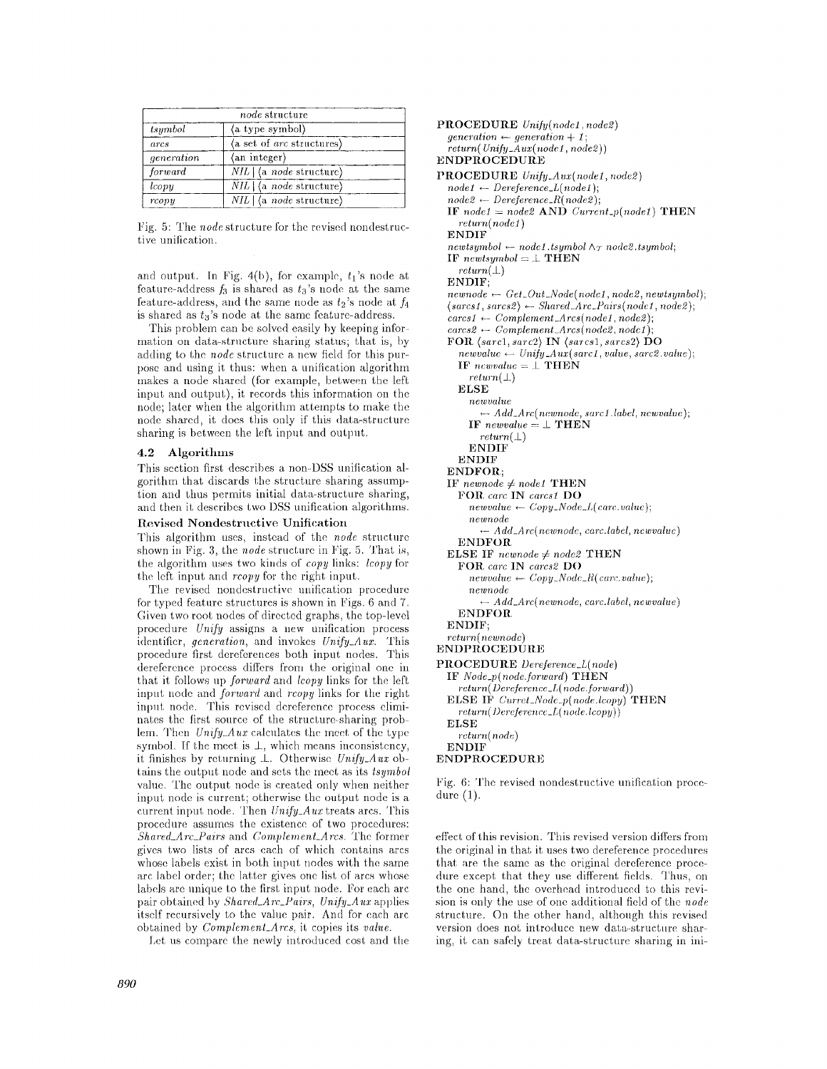| *node* structure | |
|---|---|
| *tsymbol* | ⟨a type symbol⟩ |
| *arcs* | ⟨a set of *arc* structures⟩ |
| *generation* | ⟨an integer⟩ |
| *forward* | *NIL* \| ⟨a *node* structure⟩ |
| *lcopy* | *NIL* \| ⟨a *node* structure⟩ |
| *rcopy* | *NIL* \| ⟨a *node* structure⟩ |

Fig. 5: The *node* structure for the revised nondestructive unification.

and output. In Fig. 4(b), for example, $t_1$'s node at feature-address $f_3$ is shared as $t_3$'s node at the same feature-address, and the same node as $t_2$'s node at $f_4$ is shared as $t_3$'s node at the same feature-address.

This problem can be solved easily by keeping information on data-structure sharing status; that is, by adding to the *node* structure a new field for this purpose and using it thus: when a unification algorithm makes a node shared (for example, between the left input and output), it records this information on the node; later when the algorithm attempts to make the node shared, it does this only if this data-structure sharing is between the left input and output.

### 4.2 Algorithms

This section first describes a non-DSS unification algorithm that discards the structure sharing assumption and thus permits initial data-structure sharing, and then it describes two DSS unification algorithms.

#### Revised Nondestructive Unification

This algorithm uses, instead of the *node* structure shown in Fig. 3, the *node* structure in Fig. 5. That is, the algorithm uses two kinds of *copy* links: *lcopy* for the left input and *rcopy* for the right input.

The revised nondestructive unification procedure for typed feature structures is shown in Figs. 6 and 7. Given two root nodes of directed graphs, the top-level procedure *Unify* assigns a new unification process identifier, *generation*, and invokes *Unify_Aux*. This procedure first dereferences both input nodes. This dereference process differs from the original one in that it follows up *forward* and *lcopy* links for the left input node and *forward* and *rcopy* links for the right input node. This revised dereference process eliminates the first source of the structure-sharing problem. Then *Unify_Aux* calculates the meet of the type symbol. If the meet is ⊥, which means inconsistency, it finishes by returning ⊥. Otherwise *Unify_Aux* obtains the output node and sets the meet as its *tsymbol* value. The output node is created only when neither input node is current; otherwise the output node is a current input node. Then *Unify_Aux* treats arcs. This procedure assumes the existence of two procedures: *Shared_Arc_Pairs* and *Complement_Arcs*. The former gives two lists of arcs each of which contains arcs whose labels exist in both input nodes with the same arc label order; the latter gives one list of arcs whose labels are unique to the first input node. For each arc pair obtained by *Shared_Arc_Pairs*, *Unify_Aux* applies itself recursively to the value pair. And for each arc obtained by *Complement_Arcs*, it copies its *value*.

Let us compare the newly introduced cost and the

```
PROCEDURE Unify(node1, node2)
  generation ← generation + 1;
  return(Unify_Aux(node1, node2))
ENDPROCEDURE
PROCEDURE Unify_Aux(node1, node2)
  node1 ← Dereference_L(node1);
  node2 ← Dereference_R(node2);
  IF node1 = node2 AND Current_p(node1) THEN
    return(node1)
  ENDIF
  newtsymbol ← node1.tsymbol ∧T node2.tsymbol;
  IF newtsymbol = ⊥ THEN
    return(⊥)
  ENDIF;
  newnode ← Get_Out_Node(node1, node2, newtsymbol);
  ⟨sarcs1, sarcs2⟩ ← Shared_Arc_Pairs(node1, node2);
  carcs1 ← Complement_Arcs(node1, node2);
  carcs2 ← Complement_Arcs(node2, node1);
  FOR ⟨sarc1, sarc2⟩ IN ⟨sarcs1, sarcs2⟩ DO
    newvalue ← Unify_Aux(sarc1.value, sarc2.value);
    IF newvalue = ⊥ THEN
      return(⊥)
    ELSE
      newvalue
        ← Add_Arc(newnode, sarc1.label, newvalue);
      IF newvalue = ⊥ THEN
        return(⊥)
      ENDIF
    ENDIF
  ENDFOR;
  IF newnode ≠ node1 THEN
    FOR carc IN carcs1 DO
      newvalue ← Copy_Node_L(carc.value);
      newnode
        ← Add_Arc(newnode, carc.label, newvalue)
    ENDFOR
  ELSE IF newnode ≠ node2 THEN
    FOR carc IN carcs2 DO
      newvalue ← Copy_Node_R(carc.value);
      newnode
        ← Add_Arc(newnode, carc.label, newvalue)
    ENDFOR
  ENDIF;
  return(newnode)
ENDPROCEDURE
PROCEDURE Dereference_L(node)
  IF Node_p(node.forward) THEN
    return(Dereference_L(node.forward))
  ELSE IF Currет_Node_p(node.lcopy) THEN
    return(Dereference_L(node.lcopy))
  ELSE
    return(node)
  ENDIF
ENDPROCEDURE
```

Fig. 6: The revised nondestructive unification procedure (1).

effect of this revision. This revised version differs from the original in that it uses two dereference procedures that are the same as the original dereference procedure except that they use different fields. Thus, on the one hand, the overhead introduced to this revision is only the use of one additional field of the *node* structure. On the other hand, although this revised version does not introduce new data-structure sharing, it can safely treat data-structure sharing in ini-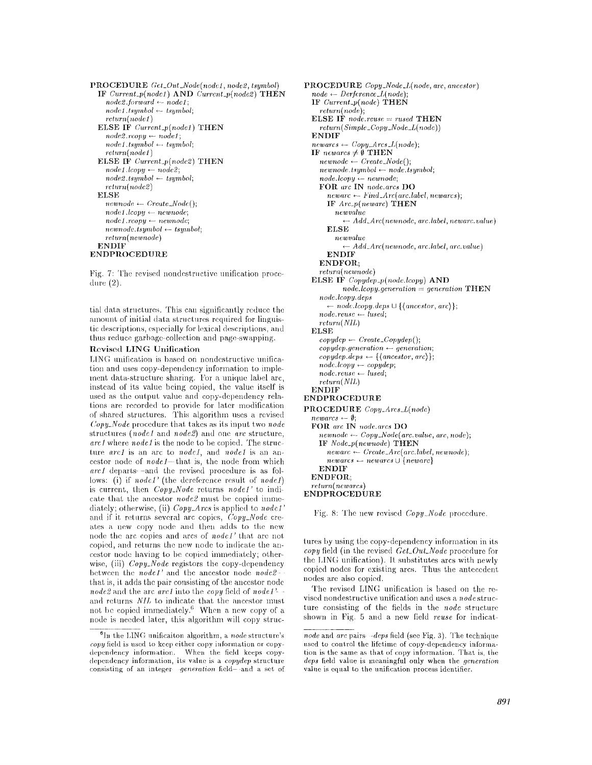```
PROCEDURE Get_Out_Node(node1, node2, tsymbol)
  IF Current_p(node1) AND Current_p(node2) THEN
    node2.forward ← node1;
    node1.tsymbol ← tsymbol;
    return(node1)
  ELSE IF Current_p(node1) THEN
    node2.rcopy ← node1;
    node1.tsymbol ← tsymbol;
    return(node1)
  ELSE IF Current_p(node2) THEN
    node1.lcopy ← node2;
    node2.tsymbol ← tsymbol;
    return(node2)
  ELSE
    newnode ← Create_Node();
    node1.lcopy ← newnode;
    node1.rcopy ← newnode;
    newnode.tsymbol ← tsymbol;
    return(newnode)
  ENDIF
ENDPROCEDURE
```

Fig. 7: The revised nondestructive unification procedure (2).

tial data structures. This can significantly reduce the amount of initial data structures required for linguistic descriptions, especially for lexical descriptions, and thus reduce garbage-collection and page-swapping.

### Revised LING Unification

LING unification is based on nondestructive unification and uses copy-dependency information to implement data-structure sharing. For a unique label arc, instead of its value being copied, the value itself is used as the output value and copy-dependency relations are recorded to provide for later modification of shared structures. This algorithm uses a revised *Copy_Node* procedure that takes as its input two *node* structures (*node1* and *node2*) and one *arc* structure, *arc1* where *node1* is the node to be copied. The structure *arc1* is an arc to *node1*, and *node1* is an ancestor node of *node1*—that is, the node from which *arc1* departs—and the revised procedure is as follows: (i) if *node1'* (the dereference result of *node1*) is current, then *Copy_Node* returns *node1'* to indicate that the ancestor *node2* must be copied immediately; otherwise, (ii) *Copy_Arcs* is applied to *node1'* and if it returns several arc copies, *Copy_Node* creates a new copy node and then adds to the new node the arc copies and arcs of *node1'* that are not copied, and returns the new node to indicate the ancestor node having to be copied immediately; otherwise, (iii) *Copy_Node* registors the copy-dependency between the *node1'* and the ancestor node *node2*—that is, it adds the pair consisting of the ancestor node *node2* and the arc *arc1* into the *copy* field of *node1'*—and returns *NIL* to indicate that the ancestor must not be copied immediately.[6] When a new copy of a node is needed later, this algorithm will copy struc-

```
PROCEDURE Copy_Node_L(node, arc, ancestor)
  node ← Derference_L(node);
  IF Current_p(node) THEN
    return(node);
  ELSE IF node.reuse = rused THEN
    return(Simple_Copy_Node_L(node))
  ENDIF
  newarcs ← Copy_Arcs_L(node);
  IF newarcs ≠ ∅ THEN
    newnode ← Create_Node();
    newnode.tsymbol ← node.tsymbol;
    node.lcopy ← newnode;
    FOR arc IN node.arcs DO
      newarc ← Find_Arc(arc.label, newarcs);
      IF Arc_p(newarc) THEN
        newvalue
          ← Add_Arc(newnode, arc.label, newarc.value)
      ELSE
        newvalue
          ← Add_Arc(newnode, arc.label, arc.value)
      ENDIF
    ENDFOR;
    return(newnode)
  ELSE IF Copydep_p(node.lcopy) AND
          node.lcopy.generation = generation THEN
    node.lcopy.deps
      ← node.lcopy.deps ∪ {⟨ancestor, arc⟩};
    node.reuse ← lused;
    return(NIL)
  ELSE
    copydep ← Create_Copydep();
    copydep.generation ← generation;
    copydep.deps ← {⟨ancestor, arc⟩};
    node.lcopy ← copydep;
    node.reuse ← lused;
    return(NIL)
  ENDIF
ENDPROCEDURE
PROCEDURE Copy_Arcs_L(node)
  newarcs ← ∅;
  FOR arc IN node.arcs DO
    newnode ← Copy_Node(arc.value, arc, node);
    IF Node_p(newnode) THEN
      newarc ← Create_Arc(arc.label, newnode);
      newarcs ← newarcs ∪ {newarc}
    ENDIF
  ENDFOR;
  return(newarcs)
ENDPROCEDURE
```

Fig. 8: The new revised *Copy_Node* procedure.

tures by using the copy-dependency information in its *copy* field (in the revised *Get_Out_Node* procedure for the LING unification). It substitutes arcs with newly copied nodes for existing arcs. Thus the antecedent nodes are also copied.

The revised LING unification is based on the revised nondestructive unification and uses a *node* structure consisting of the fields in the *node* structure shown in Fig. 5 and a new field *reuse* for indicat-

[6] In the LING unificaiton algorithm, a *node* structure's *copy* field is used to keep either copy information or copy-dependency information. When the field keeps copy-dependency information, its value is a *copydep* structure consisting of an integer *generation* field—and a set of *node* and *arc* pairs *deps* field (see Fig. 3). The technique used to control the lifetime of copy-dependency information is the same as that of copy information. That is, the *deps* field value is meaningful only when the *generation* value is equal to the unification process identifier.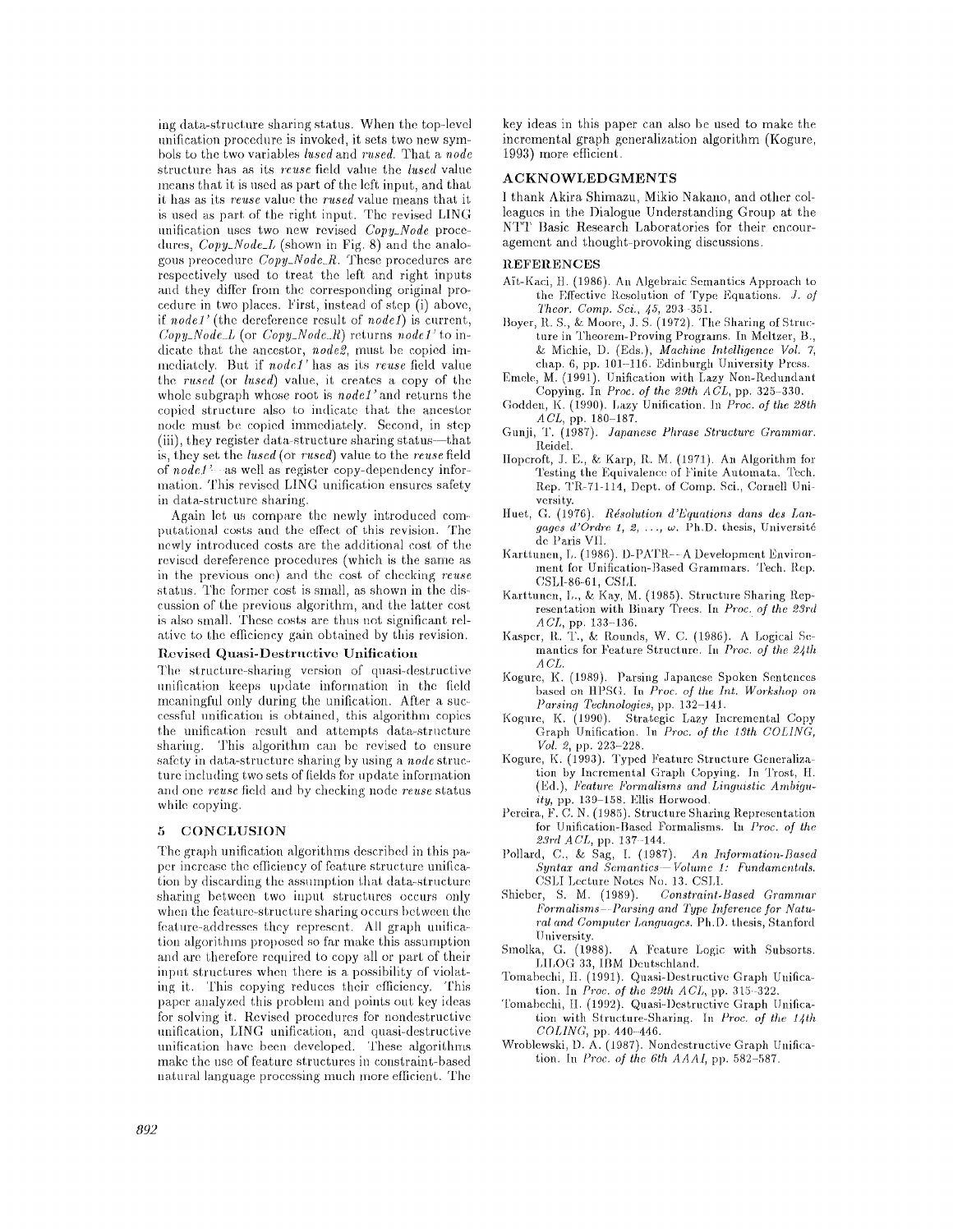ing data-structure sharing status. When the top-level unification procedure is invoked, it sets two new symbols to the two variables *lused* and *rused*. That a *node* structure has as its *reuse* field value the *lused* value means that it is used as part of the left input, and that it has as its *reuse* value the *rused* value means that it is used as part of the right input. The revised LING unification uses two new revised *Copy_Node* procedures, *Copy_Node_L* (shown in Fig. 8) and the analogous preocedure *Copy_Node_R*. These procedures are respectively used to treat the left and right inputs and they differ from the corresponding original procedure in two places. First, instead of step (i) above, if *node1'* (the dereference result of *node1*) is current, *Copy_Node_L* (or *Copy_Node_R*) returns *node1'* to indicate that the ancestor, *node2*, must be copied immediately. But if *node1'* has as its *reuse* field value the *rused* (or *lused*) value, it creates a copy of the whole subgraph whose root is *node1'* and returns the copied structure also to indicate that the ancestor node must be copied immediately. Second, in step (iii), they register data-structure sharing status—that is, they set the *lused* (or *rused*) value to the *reuse* field of *node1'*—as well as register copy-dependency information. This revised LING unification ensures safety in data-structure sharing.

Again let us compare the newly introduced computational costs and the effect of this revision. The newly introduced costs are the additional cost of the revised dereference procedures (which is the same as in the previous one) and the cost of checking *reuse* status. The former cost is small, as shown in the discussion of the previous algorithm, and the latter cost is also small. These costs are thus not significant relative to the efficiency gain obtained by this revision.

### Revised Quasi-Destructive Unification

The structure-sharing version of quasi-destructive unification keeps update information in the field meaningful only during the unification. After a successful unification is obtained, this algorithm copies the unification result and attempts data-structure sharing. This algorithm can be revised to ensure safety in data-structure sharing by using a *node* structure including two sets of fields for update information and one *reuse* field and by checking node *reuse* status while copying.

## 5 CONCLUSION

The graph unification algorithms described in this paper increase the efficiency of feature structure unification by discarding the assumption that data-structure sharing between two input structures occurs only when the feature-structure sharing occurs between the feature-addresses they represent. All graph unification algorithms proposed so far make this assumption and are therefore required to copy all or part of their input structures when there is a possibility of violating it. This copying reduces their efficiency. This paper analyzed this problem and points out key ideas for solving it. Revised procedures for nondestructive unification, LING unification, and quasi-destructive unification have been developed. These algorithms make the use of feature structures in constraint-based natural language processing much more efficient. The key ideas in this paper can also be used to make the incremental graph generalization algorithm (Kogure, 1993) more efficient.

## ACKNOWLEDGMENTS

I thank Akira Shimazu, Mikio Nakano, and other colleagues in the Dialogue Understanding Group at the NTT Basic Research Laboratories for their encouragement and thought-provoking discussions.

## REFERENCES

Aït-Kaci, H. (1986). An Algebraic Semantics Approach to the Effective Resolution of Type Equations. *J. of Theor. Comp. Sci.*, *45*, 293–351.

Boyer, R. S., & Moore, J. S. (1972). The Sharing of Structure in Theorem-Proving Programs. In Meltzer, B., & Michie, D. (Eds.), *Machine Intelligence Vol. 7*, chap. 6, pp. 101–116. Edinburgh University Press.

Emele, M. (1991). Unification with Lazy Non-Redundant Copying. In *Proc. of the 29th ACL*, pp. 325–330.

Godden, K. (1990). Lazy Unification. In *Proc. of the 28th ACL*, pp. 180–187.

Gunji, T. (1987). *Japanese Phrase Structure Grammar*. Reidel.

Hopcroft, J. E., & Karp, R. M. (1971). An Algorithm for Testing the Equivalence of Finite Automata. Tech. Rep. TR-71-114, Dept. of Comp. Sci., Cornell University.

Huet, G. (1976). *Résolution d'Equations dans des Langages d'Ordre 1, 2, ..., ω*. Ph.D. thesis, Université de Paris VII.

Karttunen, L. (1986). D-PATR—A Development Environment for Unification-Based Grammars. Tech. Rep. CSLI-86-61, CSLI.

Karttunen, L., & Kay, M. (1985). Structure Sharing Representation with Binary Trees. In *Proc. of the 23rd ACL*, pp. 133–136.

Kasper, R. T., & Rounds, W. C. (1986). A Logical Semantics for Feature Structure. In *Proc. of the 24th ACL*.

Kogure, K. (1989). Parsing Japanese Spoken Sentences based on HPSG. In *Proc. of the Int. Workshop on Parsing Technologies*, pp. 132–141.

Kogure, K. (1990). Strategic Lazy Incremental Copy Graph Unification. In *Proc. of the 13th COLING, Vol. 2*, pp. 223–228.

Kogure, K. (1993). Typed Feature Structure Generalization by Incremental Graph Copying. In Trost, H. (Ed.), *Feature Formalisms and Linguistic Ambiguity*, pp. 139–158. Ellis Horwood.

Pereira, F. C. N. (1985). Structure Sharing Representation for Unification-Based Formalisms. In *Proc. of the 23rd ACL*, pp. 137–144.

Pollard, C., & Sag, I. (1987). *An Information-Based Syntax and Semantics—Volume 1: Fundamentals*. CSLI Lecture Notes No. 13. CSLI.

Shieber, S. M. (1989). *Constraint-Based Grammar Formalisms—Parsing and Type Inference for Natural and Computer Languages*. Ph.D. thesis, Stanford University.

Smolka, G. (1988). A Feature Logic with Subsorts. LILOG 33, IBM Deutschland.

Tomabechi, H. (1991). Quasi-Destructive Graph Unification. In *Proc. of the 29th ACL*, pp. 315–322.

Tomabechi, H. (1992). Quasi-Destructive Graph Unification with Structure-Sharing. In *Proc. of the 14th COLING*, pp. 440–446.

Wroblewski, D. A. (1987). Nondestructive Graph Unification. In *Proc. of the 6th AAAI*, pp. 582–587.